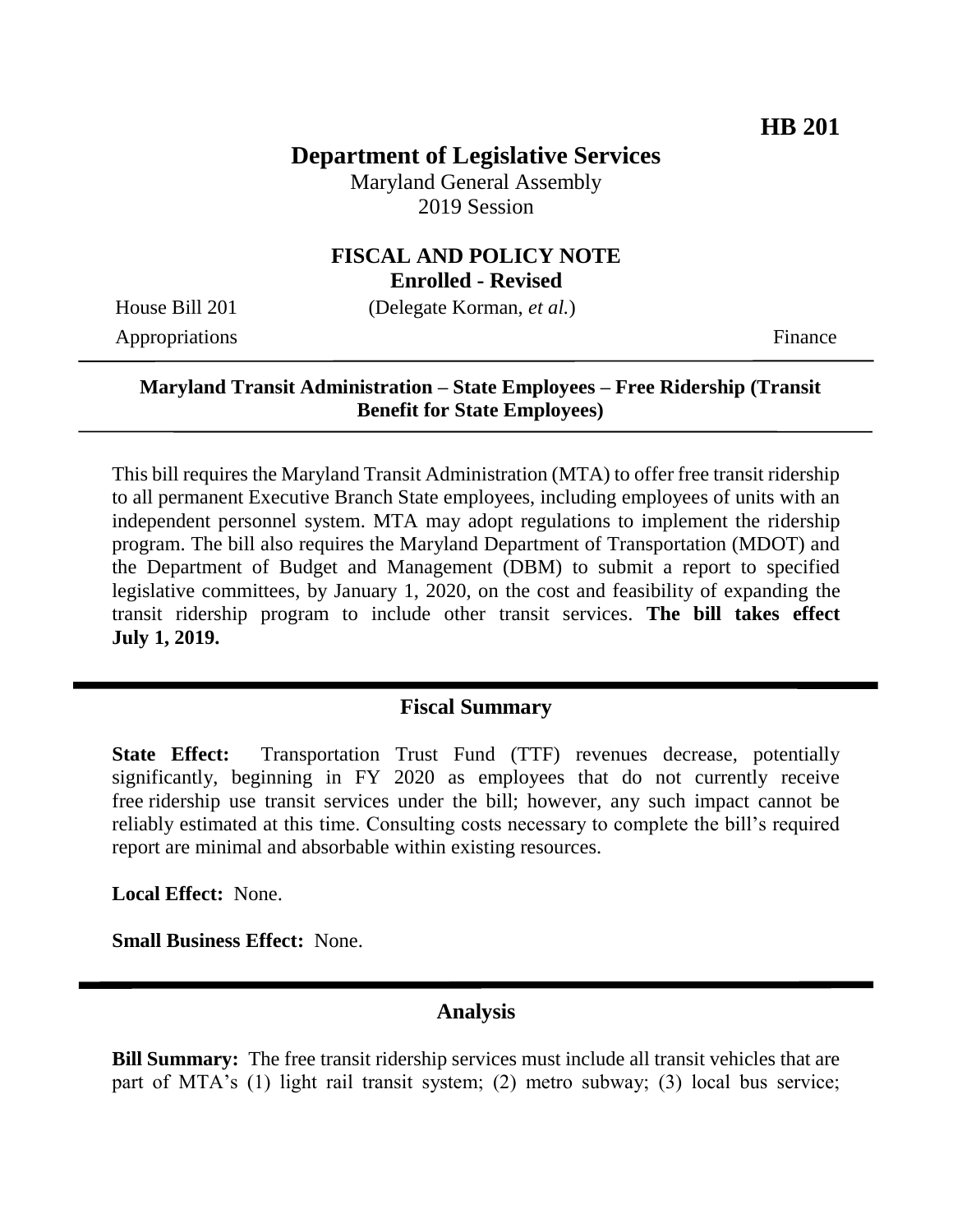**HB 201**

# Department of Legislative Services

Maryland General Assembly
2019 Session

## FISCAL AND POLICY NOTE
**Enrolled - Revised**

House Bill 201 (Delegate Korman, *et al.*)
Appropriations Finance

**Maryland Transit Administration – State Employees – Free Ridership (Transit Benefit for State Employees)**

This bill requires the Maryland Transit Administration (MTA) to offer free transit ridership to all permanent Executive Branch State employees, including employees of units with an independent personnel system. MTA may adopt regulations to implement the ridership program. The bill also requires the Maryland Department of Transportation (MDOT) and the Department of Budget and Management (DBM) to submit a report to specified legislative committees, by January 1, 2020, on the cost and feasibility of expanding the transit ridership program to include other transit services. **The bill takes effect July 1, 2019.**

## Fiscal Summary

**State Effect:** Transportation Trust Fund (TTF) revenues decrease, potentially significantly, beginning in FY 2020 as employees that do not currently receive free ridership use transit services under the bill; however, any such impact cannot be reliably estimated at this time. Consulting costs necessary to complete the bill's required report are minimal and absorbable within existing resources.

**Local Effect:** None.

**Small Business Effect:** None.

## Analysis

**Bill Summary:** The free transit ridership services must include all transit vehicles that are part of MTA's (1) light rail transit system; (2) metro subway; (3) local bus service;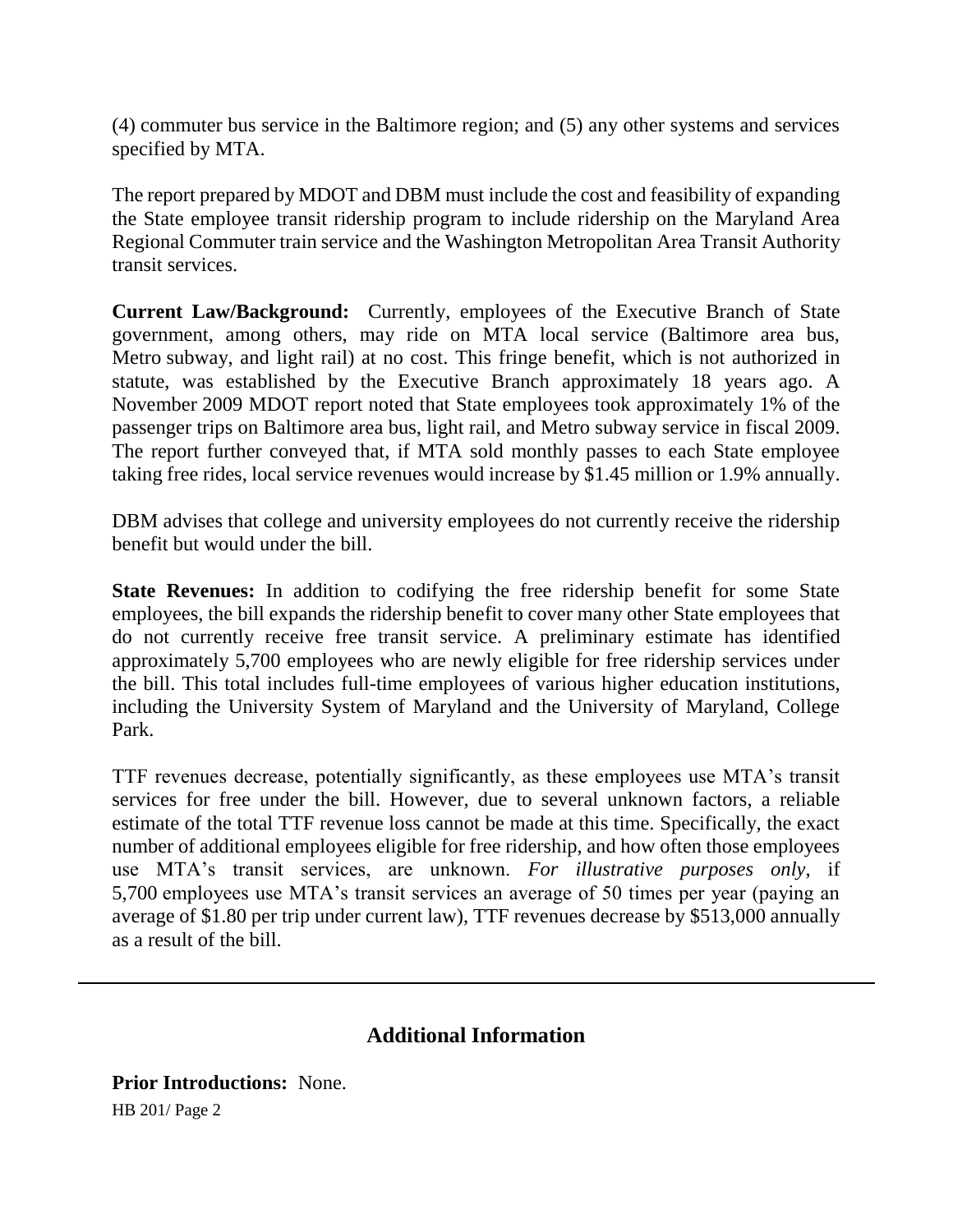(4) commuter bus service in the Baltimore region; and (5) any other systems and services specified by MTA.

The report prepared by MDOT and DBM must include the cost and feasibility of expanding the State employee transit ridership program to include ridership on the Maryland Area Regional Commuter train service and the Washington Metropolitan Area Transit Authority transit services.

**Current Law/Background:** Currently, employees of the Executive Branch of State government, among others, may ride on MTA local service (Baltimore area bus, Metro subway, and light rail) at no cost. This fringe benefit, which is not authorized in statute, was established by the Executive Branch approximately 18 years ago. A November 2009 MDOT report noted that State employees took approximately 1% of the passenger trips on Baltimore area bus, light rail, and Metro subway service in fiscal 2009. The report further conveyed that, if MTA sold monthly passes to each State employee taking free rides, local service revenues would increase by $1.45 million or 1.9% annually.

DBM advises that college and university employees do not currently receive the ridership benefit but would under the bill.

**State Revenues:** In addition to codifying the free ridership benefit for some State employees, the bill expands the ridership benefit to cover many other State employees that do not currently receive free transit service. A preliminary estimate has identified approximately 5,700 employees who are newly eligible for free ridership services under the bill. This total includes full-time employees of various higher education institutions, including the University System of Maryland and the University of Maryland, College Park.

TTF revenues decrease, potentially significantly, as these employees use MTA's transit services for free under the bill. However, due to several unknown factors, a reliable estimate of the total TTF revenue loss cannot be made at this time. Specifically, the exact number of additional employees eligible for free ridership, and how often those employees use MTA's transit services, are unknown. *For illustrative purposes only*, if 5,700 employees use MTA's transit services an average of 50 times per year (paying an average of $1.80 per trip under current law), TTF revenues decrease by $513,000 annually as a result of the bill.

---

## Additional Information

**Prior Introductions:** None.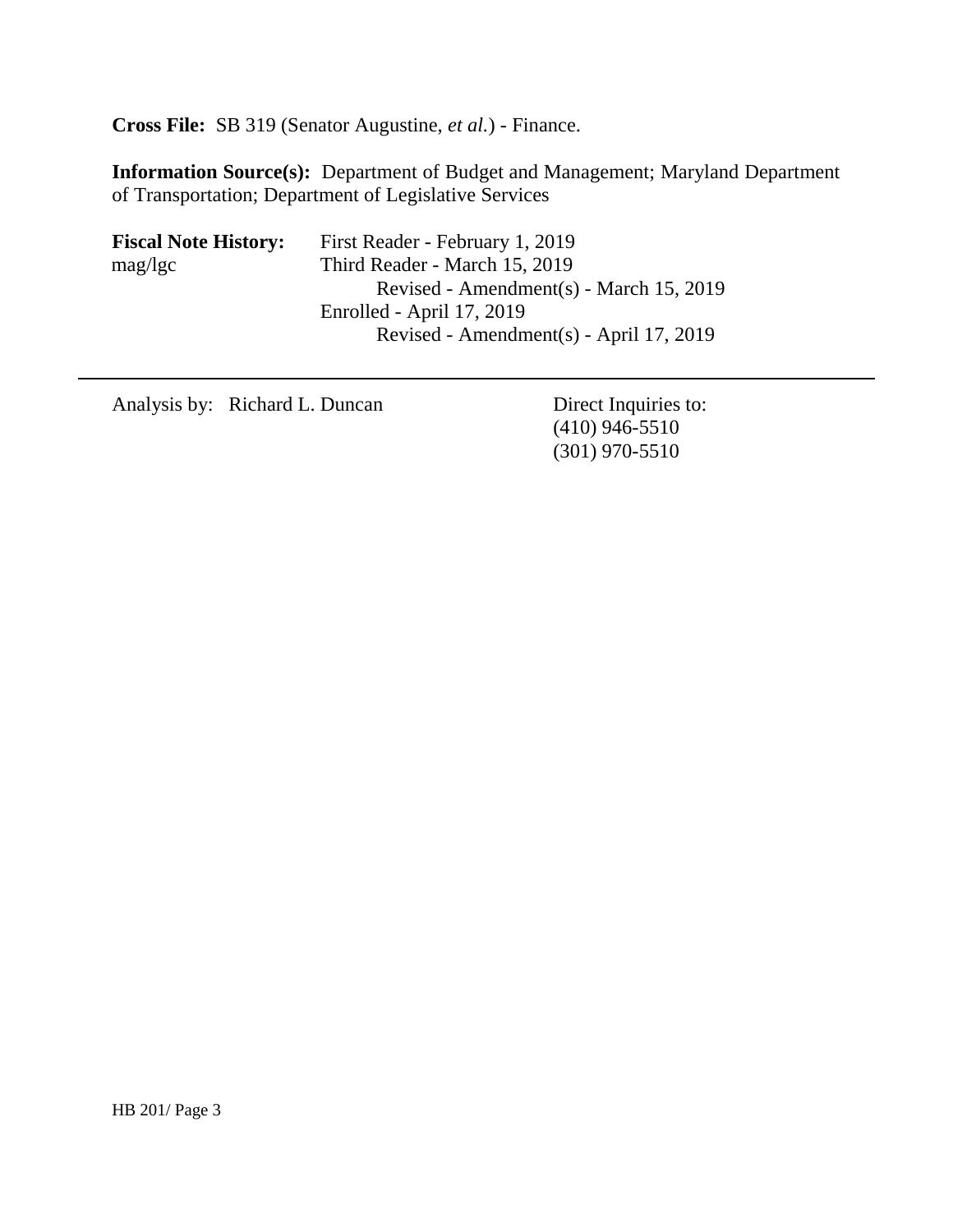**Cross File:** SB 319 (Senator Augustine, *et al.*) - Finance.

**Information Source(s):** Department of Budget and Management; Maryland Department of Transportation; Department of Legislative Services

| | |
|---|---|
| **Fiscal Note History:** | First Reader - February 1, 2019 |
| mag/lgc | Third Reader - March 15, 2019 |
| | Revised - Amendment(s) - March 15, 2019 |
| | Enrolled - April 17, 2019 |
| | Revised - Amendment(s) - April 17, 2019 |

---

Analysis by: Richard L. Duncan

Direct Inquiries to:
(410) 946-5510
(301) 970-5510